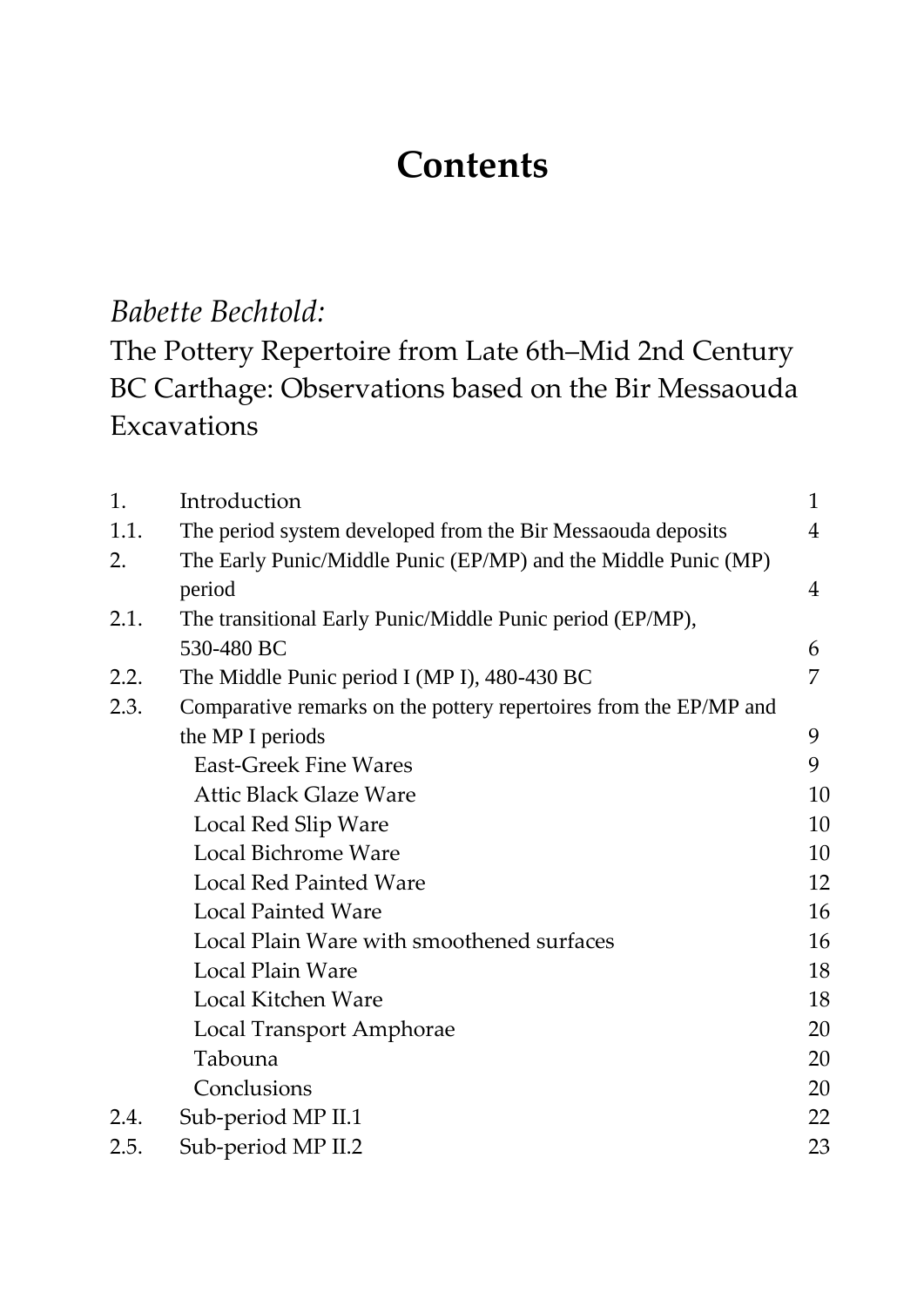# Contents

*Babette Bechtold:*

The Pottery Repertoire from Late 6th–Mid 2nd Century BC Carthage: Observations based on the Bir Messaouda Excavations

| | | |
|---|---|---|
| 1. | Introduction | 1 |
| 1.1. | The period system developed from the Bir Messaouda deposits | 4 |
| 2. | The Early Punic/Middle Punic (EP/MP) and the Middle Punic (MP) period | 4 |
| 2.1. | The transitional Early Punic/Middle Punic period (EP/MP), 530-480 BC | 6 |
| 2.2. | The Middle Punic period I (MP I), 480-430 BC | 7 |
| 2.3. | Comparative remarks on the pottery repertoires from the EP/MP and the MP I periods | 9 |
| | East-Greek Fine Wares | 9 |
| | Attic Black Glaze Ware | 10 |
| | Local Red Slip Ware | 10 |
| | Local Bichrome Ware | 10 |
| | Local Red Painted Ware | 12 |
| | Local Painted Ware | 16 |
| | Local Plain Ware with smoothened surfaces | 16 |
| | Local Plain Ware | 18 |
| | Local Kitchen Ware | 18 |
| | Local Transport Amphorae | 20 |
| | Tabouna | 20 |
| | Conclusions | 20 |
| 2.4. | Sub-period MP II.1 | 22 |
| 2.5. | Sub-period MP II.2 | 23 |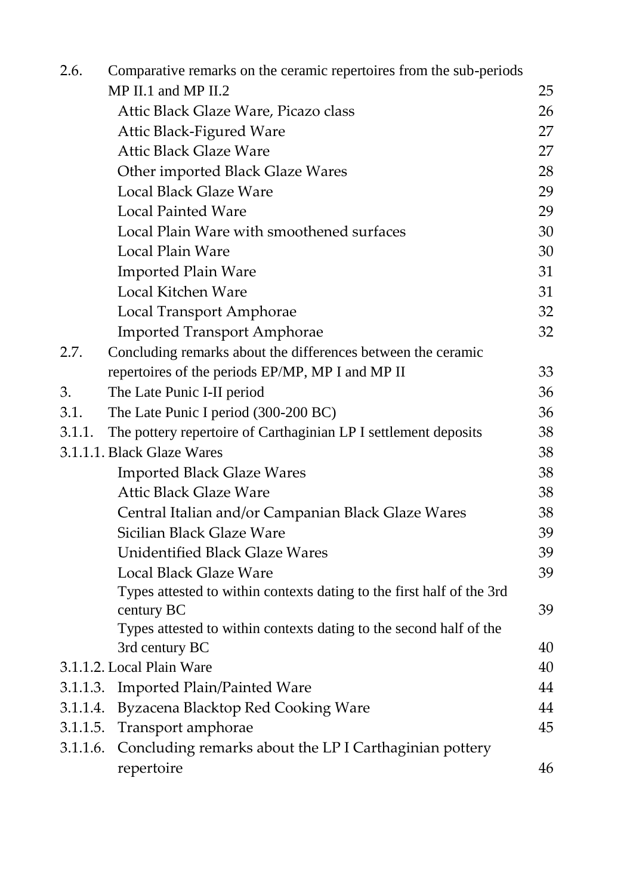| | | |
|---|---|---|
| 2.6. | Comparative remarks on the ceramic repertoires from the sub-periods MP II.1 and MP II.2 | 25 |
| | Attic Black Glaze Ware, Picazo class | 26 |
| | Attic Black-Figured Ware | 27 |
| | Attic Black Glaze Ware | 27 |
| | Other imported Black Glaze Wares | 28 |
| | Local Black Glaze Ware | 29 |
| | Local Painted Ware | 29 |
| | Local Plain Ware with smoothened surfaces | 30 |
| | Local Plain Ware | 30 |
| | Imported Plain Ware | 31 |
| | Local Kitchen Ware | 31 |
| | Local Transport Amphorae | 32 |
| | Imported Transport Amphorae | 32 |
| 2.7. | Concluding remarks about the differences between the ceramic repertoires of the periods EP/MP, MP I and MP II | 33 |
| 3. | The Late Punic I-II period | 36 |
| 3.1. | The Late Punic I period (300-200 BC) | 36 |
| 3.1.1. | The pottery repertoire of Carthaginian LP I settlement deposits | 38 |
| 3.1.1.1. | Black Glaze Wares | 38 |
| | Imported Black Glaze Wares | 38 |
| | Attic Black Glaze Ware | 38 |
| | Central Italian and/or Campanian Black Glaze Wares | 38 |
| | Sicilian Black Glaze Ware | 39 |
| | Unidentified Black Glaze Wares | 39 |
| | Local Black Glaze Ware | 39 |
| | Types attested to within contexts dating to the first half of the 3rd century BC | 39 |
| | Types attested to within contexts dating to the second half of the 3rd century BC | 40 |
| 3.1.1.2. | Local Plain Ware | 40 |
| 3.1.1.3. | Imported Plain/Painted Ware | 44 |
| 3.1.1.4. | Byzacena Blacktop Red Cooking Ware | 44 |
| 3.1.1.5. | Transport amphorae | 45 |
| 3.1.1.6. | Concluding remarks about the LP I Carthaginian pottery repertoire | 46 |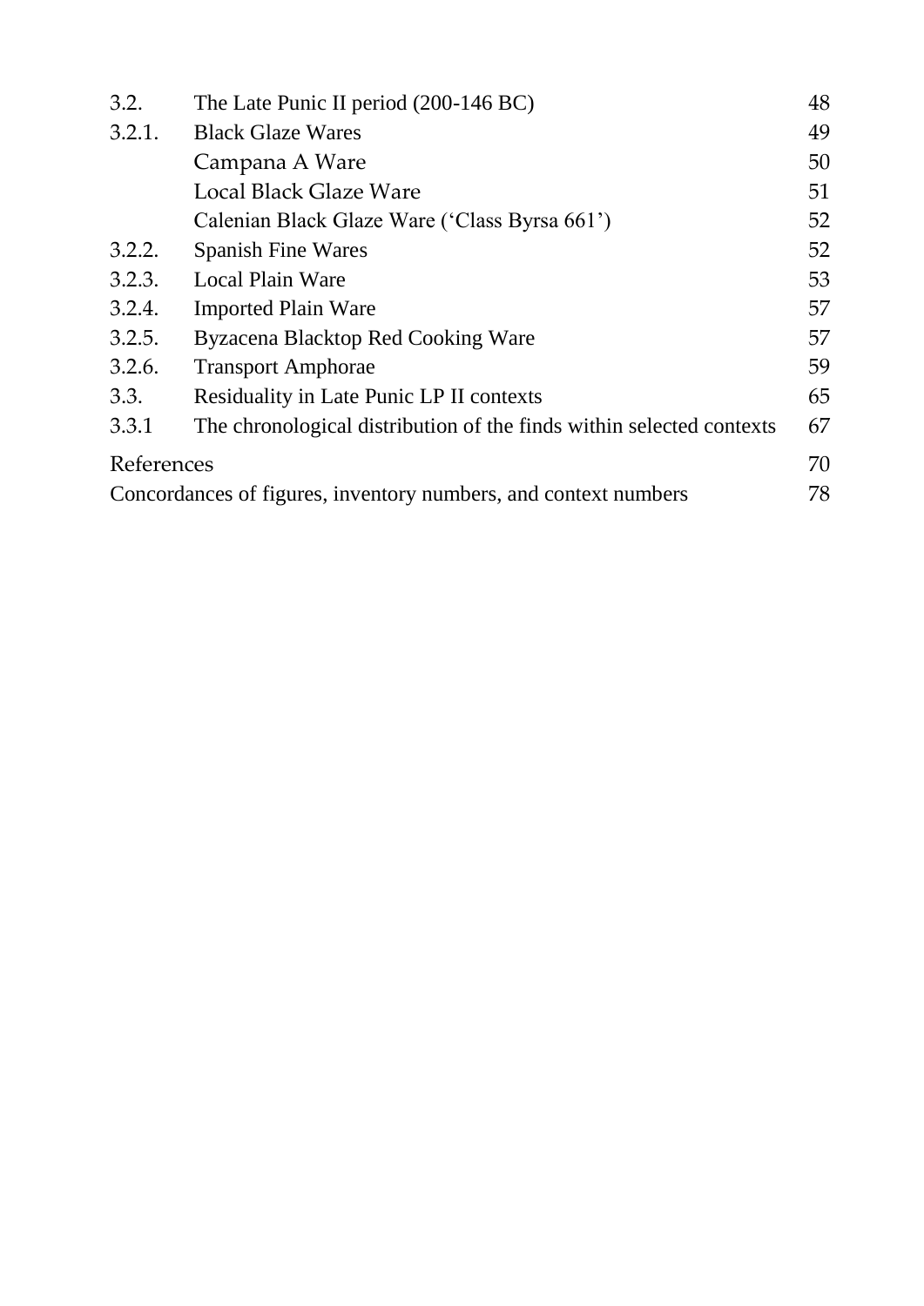| | | |
|---|---|---|
| 3.2. | The Late Punic II period (200-146 BC) | 48 |
| 3.2.1. | Black Glaze Wares | 49 |
| | Campana A Ware | 50 |
| | Local Black Glaze Ware | 51 |
| | Calenian Black Glaze Ware ('Class Byrsa 661') | 52 |
| 3.2.2. | Spanish Fine Wares | 52 |
| 3.2.3. | Local Plain Ware | 53 |
| 3.2.4. | Imported Plain Ware | 57 |
| 3.2.5. | Byzacena Blacktop Red Cooking Ware | 57 |
| 3.2.6. | Transport Amphorae | 59 |
| 3.3. | Residuality in Late Punic LP II contexts | 65 |
| 3.3.1 | The chronological distribution of the finds within selected contexts | 67 |
| References | | 70 |
| Concordances of figures, inventory numbers, and context numbers | | 78 |